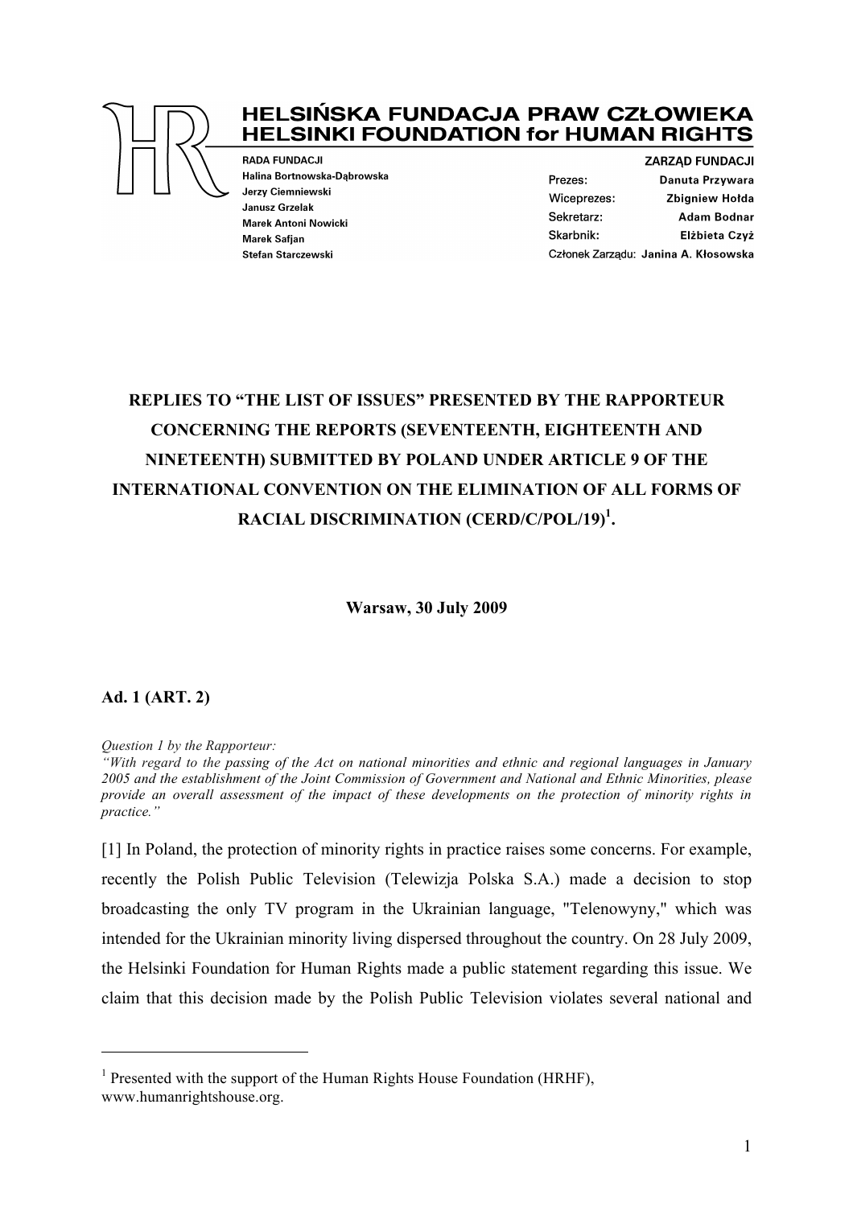# HELSIŃSKA FUNDACJA PRAW CZŁOWIEKA
# HELSINKI FOUNDATION for HUMAN RIGHTS

**RADA FUNDACJI**
Halina Bortnowska-Dąbrowska
Jerzy Ciemniewski
Janusz Grzelak
Marek Antoni Nowicki
Marek Safjan
Stefan Starczewski

**ZARZĄD FUNDACJI**
Prezes: Danuta Przywara
Wiceprezes: Zbigniew Hołda
Sekretarz: Adam Bodnar
Skarbnik: Elżbieta Czyż
Członek Zarządu: Janina A. Kłosowska

## REPLIES TO "THE LIST OF ISSUES" PRESENTED BY THE RAPPORTEUR CONCERNING THE REPORTS (SEVENTEENTH, EIGHTEENTH AND NINETEENTH) SUBMITTED BY POLAND UNDER ARTICLE 9 OF THE INTERNATIONAL CONVENTION ON THE ELIMINATION OF ALL FORMS OF RACIAL DISCRIMINATION (CERD/C/POL/19)[1].

**Warsaw, 30 July 2009**

### Ad. 1 (ART. 2)

*Question 1 by the Rapporteur:*
*"With regard to the passing of the Act on national minorities and ethnic and regional languages in January 2005 and the establishment of the Joint Commission of Government and National and Ethnic Minorities, please provide an overall assessment of the impact of these developments on the protection of minority rights in practice."*

[1] In Poland, the protection of minority rights in practice raises some concerns. For example, recently the Polish Public Television (Telewizja Polska S.A.) made a decision to stop broadcasting the only TV program in the Ukrainian language, "Telenowyny," which was intended for the Ukrainian minority living dispersed throughout the country. On 28 July 2009, the Helsinki Foundation for Human Rights made a public statement regarding this issue. We claim that this decision made by the Polish Public Television violates several national and

[1] Presented with the support of the Human Rights House Foundation (HRHF), www.humanrightshouse.org.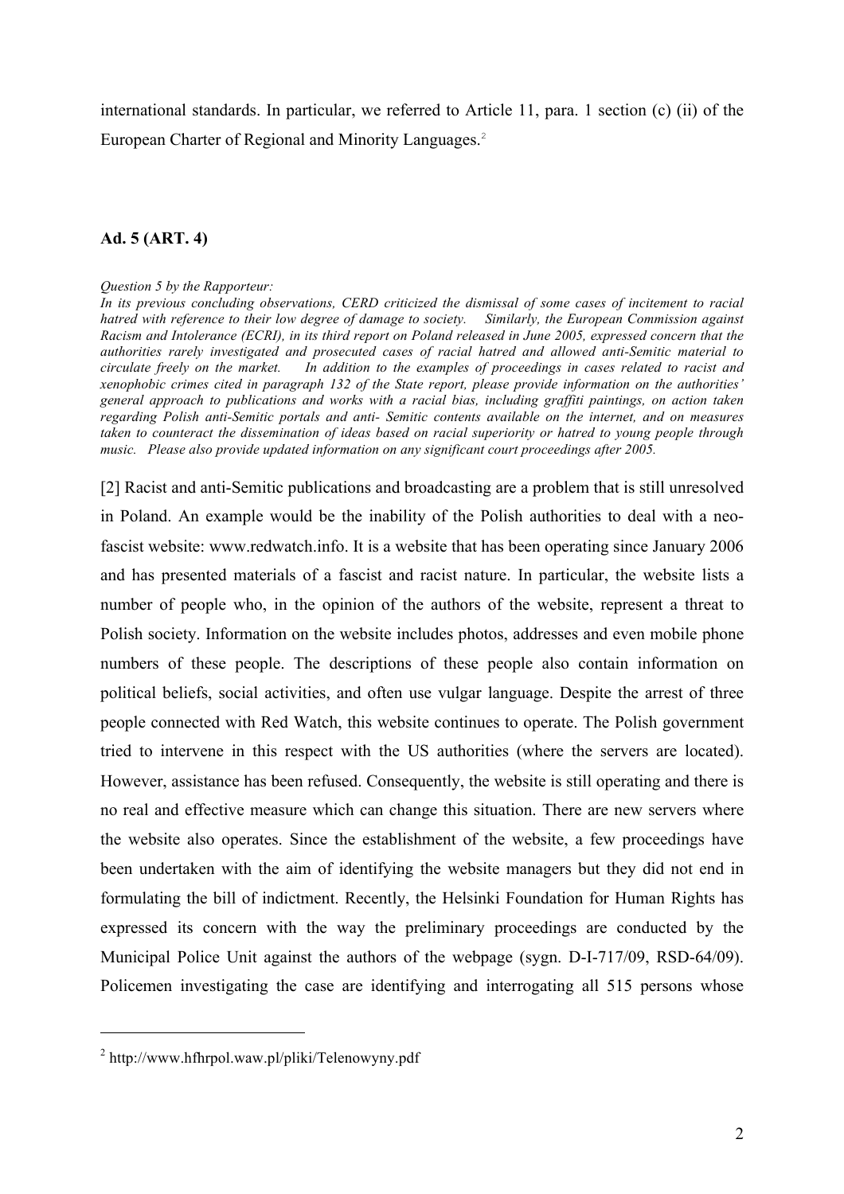international standards. In particular, we referred to Article 11, para. 1 section (c) (ii) of the European Charter of Regional and Minority Languages.[2]

### Ad. 5 (ART. 4)

*Question 5 by the Rapporteur:*
*In its previous concluding observations, CERD criticized the dismissal of some cases of incitement to racial hatred with reference to their low degree of damage to society. Similarly, the European Commission against Racism and Intolerance (ECRI), in its third report on Poland released in June 2005, expressed concern that the authorities rarely investigated and prosecuted cases of racial hatred and allowed anti-Semitic material to circulate freely on the market. In addition to the examples of proceedings in cases related to racist and xenophobic crimes cited in paragraph 132 of the State report, please provide information on the authorities' general approach to publications and works with a racial bias, including graffiti paintings, on action taken regarding Polish anti-Semitic portals and anti- Semitic contents available on the internet, and on measures taken to counteract the dissemination of ideas based on racial superiority or hatred to young people through music. Please also provide updated information on any significant court proceedings after 2005.*

[2] Racist and anti-Semitic publications and broadcasting are a problem that is still unresolved in Poland. An example would be the inability of the Polish authorities to deal with a neo-fascist website: www.redwatch.info. It is a website that has been operating since January 2006 and has presented materials of a fascist and racist nature. In particular, the website lists a number of people who, in the opinion of the authors of the website, represent a threat to Polish society. Information on the website includes photos, addresses and even mobile phone numbers of these people. The descriptions of these people also contain information on political beliefs, social activities, and often use vulgar language. Despite the arrest of three people connected with Red Watch, this website continues to operate. The Polish government tried to intervene in this respect with the US authorities (where the servers are located). However, assistance has been refused. Consequently, the website is still operating and there is no real and effective measure which can change this situation. There are new servers where the website also operates. Since the establishment of the website, a few proceedings have been undertaken with the aim of identifying the website managers but they did not end in formulating the bill of indictment. Recently, the Helsinki Foundation for Human Rights has expressed its concern with the way the preliminary proceedings are conducted by the Municipal Police Unit against the authors of the webpage (sygn. D-I-717/09, RSD-64/09). Policemen investigating the case are identifying and interrogating all 515 persons whose

[2] http://www.hfhrpol.waw.pl/pliki/Telenowyny.pdf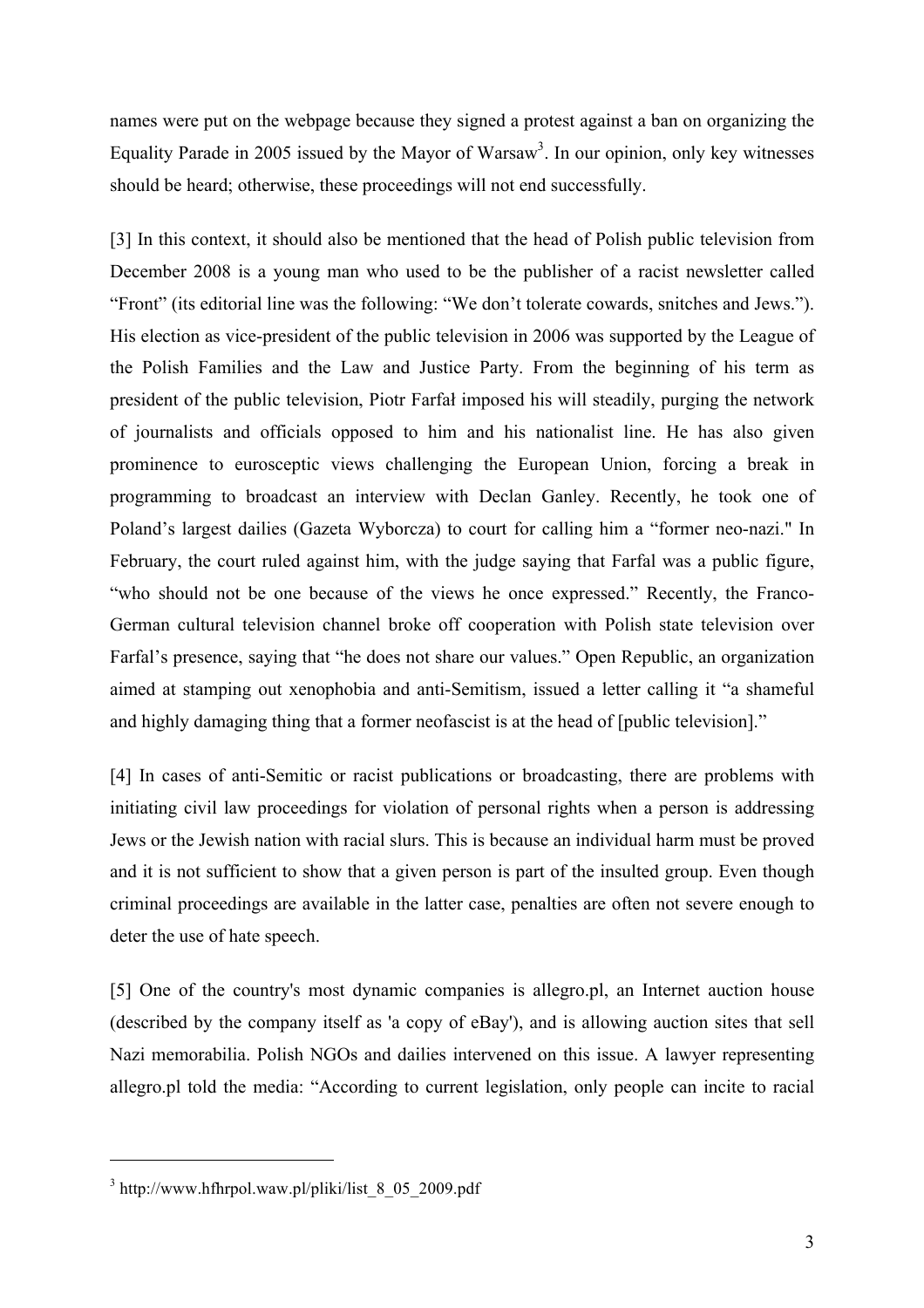names were put on the webpage because they signed a protest against a ban on organizing the Equality Parade in 2005 issued by the Mayor of Warsaw[3]. In our opinion, only key witnesses should be heard; otherwise, these proceedings will not end successfully.

[3] In this context, it should also be mentioned that the head of Polish public television from December 2008 is a young man who used to be the publisher of a racist newsletter called "Front" (its editorial line was the following: "We don't tolerate cowards, snitches and Jews."). His election as vice-president of the public television in 2006 was supported by the League of the Polish Families and the Law and Justice Party. From the beginning of his term as president of the public television, Piotr Farfał imposed his will steadily, purging the network of journalists and officials opposed to him and his nationalist line. He has also given prominence to eurosceptic views challenging the European Union, forcing a break in programming to broadcast an interview with Declan Ganley. Recently, he took one of Poland's largest dailies (Gazeta Wyborcza) to court for calling him a "former neo-nazi." In February, the court ruled against him, with the judge saying that Farfal was a public figure, "who should not be one because of the views he once expressed." Recently, the Franco-German cultural television channel broke off cooperation with Polish state television over Farfal's presence, saying that "he does not share our values." Open Republic, an organization aimed at stamping out xenophobia and anti-Semitism, issued a letter calling it "a shameful and highly damaging thing that a former neofascist is at the head of [public television]."

[4] In cases of anti-Semitic or racist publications or broadcasting, there are problems with initiating civil law proceedings for violation of personal rights when a person is addressing Jews or the Jewish nation with racial slurs. This is because an individual harm must be proved and it is not sufficient to show that a given person is part of the insulted group. Even though criminal proceedings are available in the latter case, penalties are often not severe enough to deter the use of hate speech.

[5] One of the country's most dynamic companies is allegro.pl, an Internet auction house (described by the company itself as 'a copy of eBay'), and is allowing auction sites that sell Nazi memorabilia. Polish NGOs and dailies intervened on this issue. A lawyer representing allegro.pl told the media: "According to current legislation, only people can incite to racial

---

[3] http://www.hfhrpol.waw.pl/pliki/list_8_05_2009.pdf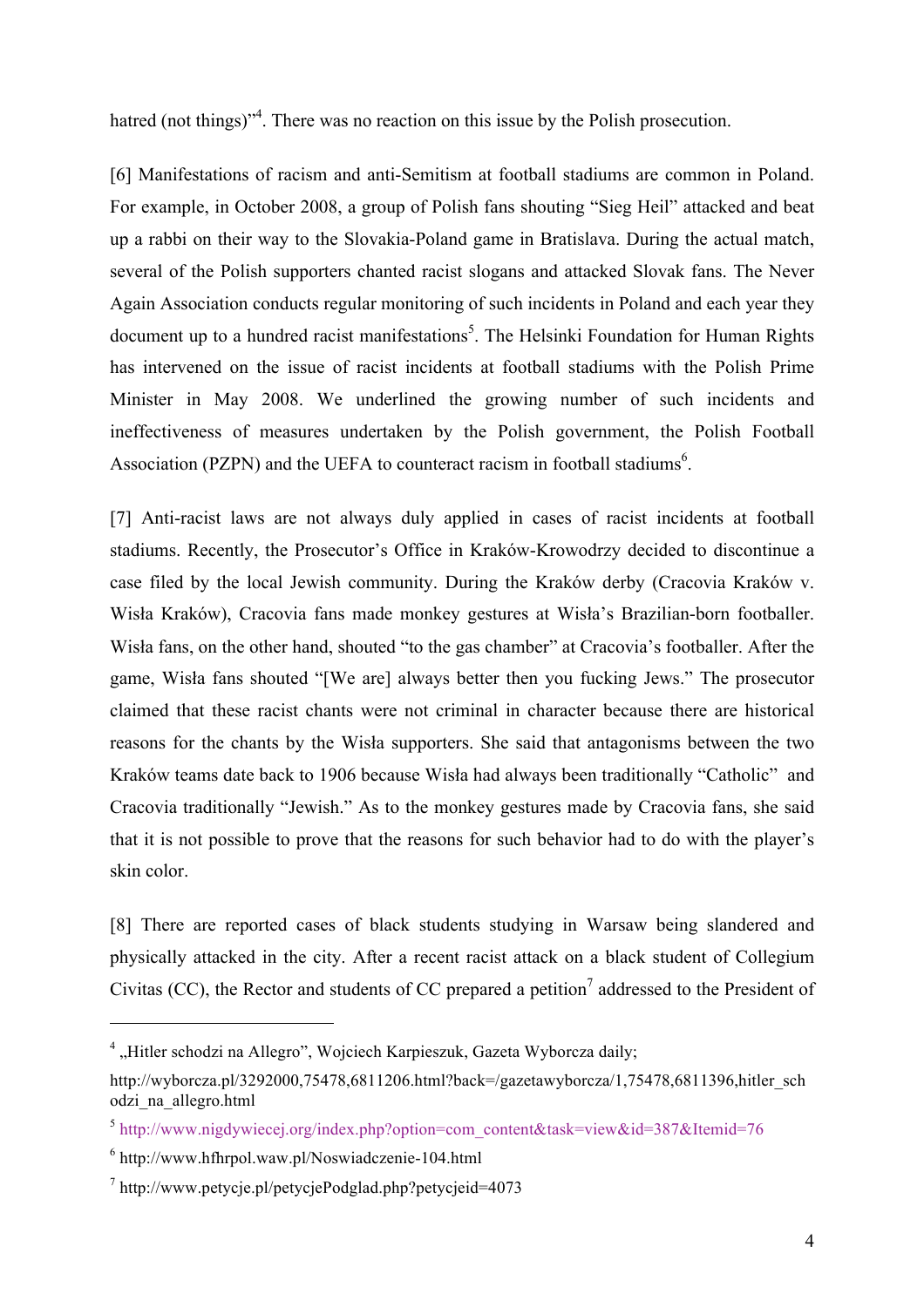hatred (not things)"[4]. There was no reaction on this issue by the Polish prosecution.

[6] Manifestations of racism and anti-Semitism at football stadiums are common in Poland. For example, in October 2008, a group of Polish fans shouting "Sieg Heil" attacked and beat up a rabbi on their way to the Slovakia-Poland game in Bratislava. During the actual match, several of the Polish supporters chanted racist slogans and attacked Slovak fans. The Never Again Association conducts regular monitoring of such incidents in Poland and each year they document up to a hundred racist manifestations[5]. The Helsinki Foundation for Human Rights has intervened on the issue of racist incidents at football stadiums with the Polish Prime Minister in May 2008. We underlined the growing number of such incidents and ineffectiveness of measures undertaken by the Polish government, the Polish Football Association (PZPN) and the UEFA to counteract racism in football stadiums[6].

[7] Anti-racist laws are not always duly applied in cases of racist incidents at football stadiums. Recently, the Prosecutor's Office in Kraków-Krowodrzy decided to discontinue a case filed by the local Jewish community. During the Kraków derby (Cracovia Kraków v. Wisła Kraków), Cracovia fans made monkey gestures at Wisła's Brazilian-born footballer. Wisła fans, on the other hand, shouted "to the gas chamber" at Cracovia's footballer. After the game, Wisła fans shouted "[We are] always better then you fucking Jews." The prosecutor claimed that these racist chants were not criminal in character because there are historical reasons for the chants by the Wisła supporters. She said that antagonisms between the two Kraków teams date back to 1906 because Wisła had always been traditionally "Catholic" and Cracovia traditionally "Jewish." As to the monkey gestures made by Cracovia fans, she said that it is not possible to prove that the reasons for such behavior had to do with the player's skin color.

[8] There are reported cases of black students studying in Warsaw being slandered and physically attacked in the city. After a recent racist attack on a black student of Collegium Civitas (CC), the Rector and students of CC prepared a petition[7] addressed to the President of

---

[4] „Hitler schodzi na Allegro", Wojciech Karpieszuk, Gazeta Wyborcza daily; http://wyborcza.pl/3292000,75478,6811206.html?back=/gazetawyborcza/1,75478,6811396,hitler_schodzi_na_allegro.html

[5] http://www.nigdywiecej.org/index.php?option=com_content&task=view&id=387&Itemid=76

[6] http://www.hfhrpol.waw.pl/Noswiadczenie-104.html

[7] http://www.petycje.pl/petycjePodglad.php?petycjeid=4073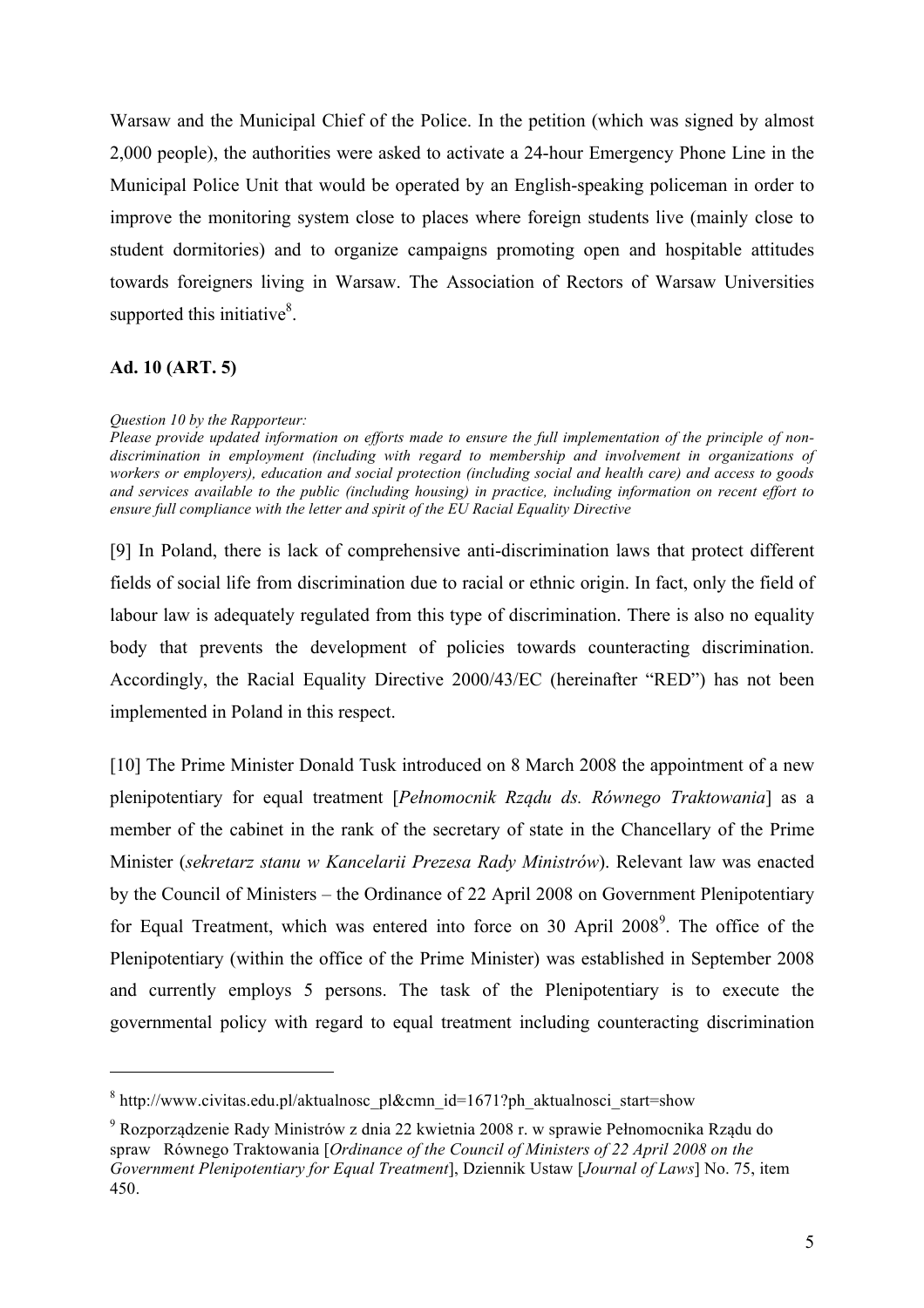Warsaw and the Municipal Chief of the Police. In the petition (which was signed by almost 2,000 people), the authorities were asked to activate a 24-hour Emergency Phone Line in the Municipal Police Unit that would be operated by an English-speaking policeman in order to improve the monitoring system close to places where foreign students live (mainly close to student dormitories) and to organize campaigns promoting open and hospitable attitudes towards foreigners living in Warsaw. The Association of Rectors of Warsaw Universities supported this initiative[8].

**Ad. 10 (ART. 5)**

*Question 10 by the Rapporteur:*
*Please provide updated information on efforts made to ensure the full implementation of the principle of non-discrimination in employment (including with regard to membership and involvement in organizations of workers or employers), education and social protection (including social and health care) and access to goods and services available to the public (including housing) in practice, including information on recent effort to ensure full compliance with the letter and spirit of the EU Racial Equality Directive*

[9] In Poland, there is lack of comprehensive anti-discrimination laws that protect different fields of social life from discrimination due to racial or ethnic origin. In fact, only the field of labour law is adequately regulated from this type of discrimination. There is also no equality body that prevents the development of policies towards counteracting discrimination. Accordingly, the Racial Equality Directive 2000/43/EC (hereinafter "RED") has not been implemented in Poland in this respect.

[10] The Prime Minister Donald Tusk introduced on 8 March 2008 the appointment of a new plenipotentiary for equal treatment [*Pełnomocnik Rządu ds. Równego Traktowania*] as a member of the cabinet in the rank of the secretary of state in the Chancellary of the Prime Minister (*sekretarz stanu w Kancelarii Prezesa Rady Ministrów*). Relevant law was enacted by the Council of Ministers – the Ordinance of 22 April 2008 on Government Plenipotentiary for Equal Treatment, which was entered into force on 30 April 2008[9]. The office of the Plenipotentiary (within the office of the Prime Minister) was established in September 2008 and currently employs 5 persons. The task of the Plenipotentiary is to execute the governmental policy with regard to equal treatment including counteracting discrimination

---

[8] http://www.civitas.edu.pl/aktualnosc_pl&cmn_id=1671?ph_aktualnosci_start=show

[9] Rozporządzenie Rady Ministrów z dnia 22 kwietnia 2008 r. w sprawie Pełnomocnika Rządu do spraw Równego Traktowania [*Ordinance of the Council of Ministers of 22 April 2008 on the Government Plenipotentiary for Equal Treatment*], Dziennik Ustaw [*Journal of Laws*] No. 75, item 450.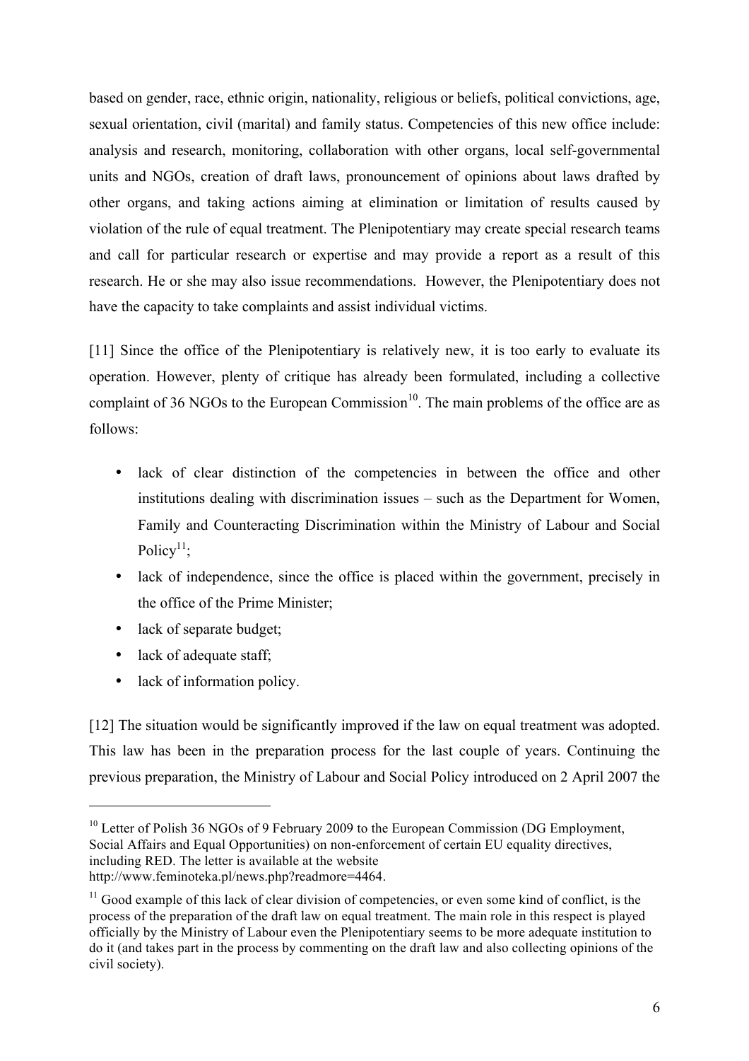based on gender, race, ethnic origin, nationality, religious or beliefs, political convictions, age, sexual orientation, civil (marital) and family status. Competencies of this new office include: analysis and research, monitoring, collaboration with other organs, local self-governmental units and NGOs, creation of draft laws, pronouncement of opinions about laws drafted by other organs, and taking actions aiming at elimination or limitation of results caused by violation of the rule of equal treatment. The Plenipotentiary may create special research teams and call for particular research or expertise and may provide a report as a result of this research. He or she may also issue recommendations. However, the Plenipotentiary does not have the capacity to take complaints and assist individual victims.

[11] Since the office of the Plenipotentiary is relatively new, it is too early to evaluate its operation. However, plenty of critique has already been formulated, including a collective complaint of 36 NGOs to the European Commission[10]. The main problems of the office are as follows:

- lack of clear distinction of the competencies in between the office and other institutions dealing with discrimination issues – such as the Department for Women, Family and Counteracting Discrimination within the Ministry of Labour and Social Policy[11];
- lack of independence, since the office is placed within the government, precisely in the office of the Prime Minister;
- lack of separate budget;
- lack of adequate staff;
- lack of information policy.

[12] The situation would be significantly improved if the law on equal treatment was adopted. This law has been in the preparation process for the last couple of years. Continuing the previous preparation, the Ministry of Labour and Social Policy introduced on 2 April 2007 the

---

[10] Letter of Polish 36 NGOs of 9 February 2009 to the European Commission (DG Employment, Social Affairs and Equal Opportunities) on non-enforcement of certain EU equality directives, including RED. The letter is available at the website http://www.feminoteka.pl/news.php?readmore=4464.

[11] Good example of this lack of clear division of competencies, or even some kind of conflict, is the process of the preparation of the draft law on equal treatment. The main role in this respect is played officially by the Ministry of Labour even the Plenipotentiary seems to be more adequate institution to do it (and takes part in the process by commenting on the draft law and also collecting opinions of the civil society).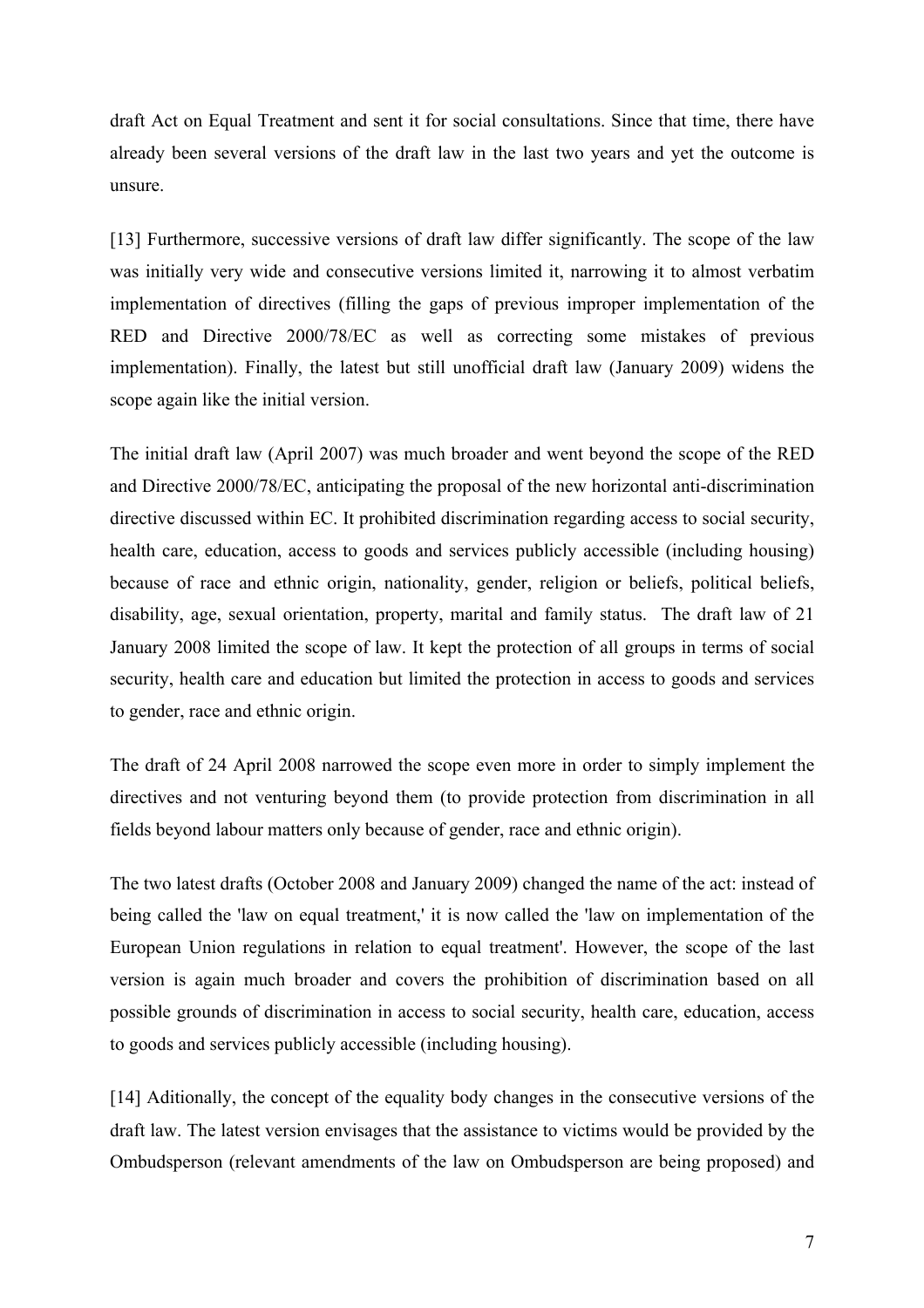draft Act on Equal Treatment and sent it for social consultations. Since that time, there have already been several versions of the draft law in the last two years and yet the outcome is unsure.

[13] Furthermore, successive versions of draft law differ significantly. The scope of the law was initially very wide and consecutive versions limited it, narrowing it to almost verbatim implementation of directives (filling the gaps of previous improper implementation of the RED and Directive 2000/78/EC as well as correcting some mistakes of previous implementation). Finally, the latest but still unofficial draft law (January 2009) widens the scope again like the initial version.

The initial draft law (April 2007) was much broader and went beyond the scope of the RED and Directive 2000/78/EC, anticipating the proposal of the new horizontal anti-discrimination directive discussed within EC. It prohibited discrimination regarding access to social security, health care, education, access to goods and services publicly accessible (including housing) because of race and ethnic origin, nationality, gender, religion or beliefs, political beliefs, disability, age, sexual orientation, property, marital and family status. The draft law of 21 January 2008 limited the scope of law. It kept the protection of all groups in terms of social security, health care and education but limited the protection in access to goods and services to gender, race and ethnic origin.

The draft of 24 April 2008 narrowed the scope even more in order to simply implement the directives and not venturing beyond them (to provide protection from discrimination in all fields beyond labour matters only because of gender, race and ethnic origin).

The two latest drafts (October 2008 and January 2009) changed the name of the act: instead of being called the 'law on equal treatment,' it is now called the 'law on implementation of the European Union regulations in relation to equal treatment'. However, the scope of the last version is again much broader and covers the prohibition of discrimination based on all possible grounds of discrimination in access to social security, health care, education, access to goods and services publicly accessible (including housing).

[14] Aditionally, the concept of the equality body changes in the consecutive versions of the draft law. The latest version envisages that the assistance to victims would be provided by the Ombudsperson (relevant amendments of the law on Ombudsperson are being proposed) and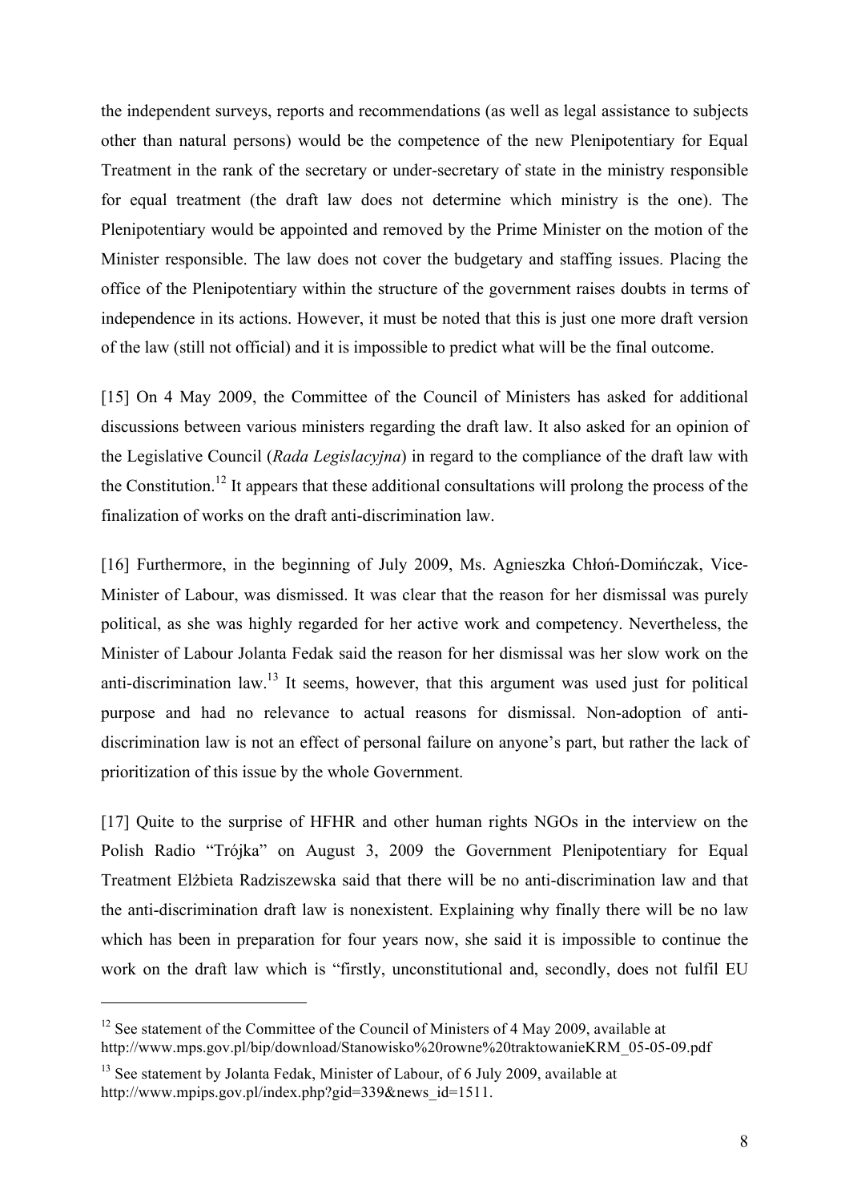the independent surveys, reports and recommendations (as well as legal assistance to subjects other than natural persons) would be the competence of the new Plenipotentiary for Equal Treatment in the rank of the secretary or under-secretary of state in the ministry responsible for equal treatment (the draft law does not determine which ministry is the one). The Plenipotentiary would be appointed and removed by the Prime Minister on the motion of the Minister responsible. The law does not cover the budgetary and staffing issues. Placing the office of the Plenipotentiary within the structure of the government raises doubts in terms of independence in its actions. However, it must be noted that this is just one more draft version of the law (still not official) and it is impossible to predict what will be the final outcome.

[15] On 4 May 2009, the Committee of the Council of Ministers has asked for additional discussions between various ministers regarding the draft law. It also asked for an opinion of the Legislative Council (*Rada Legislacyjna*) in regard to the compliance of the draft law with the Constitution.[12] It appears that these additional consultations will prolong the process of the finalization of works on the draft anti-discrimination law.

[16] Furthermore, in the beginning of July 2009, Ms. Agnieszka Chłoń-Domińczak, Vice-Minister of Labour, was dismissed. It was clear that the reason for her dismissal was purely political, as she was highly regarded for her active work and competency. Nevertheless, the Minister of Labour Jolanta Fedak said the reason for her dismissal was her slow work on the anti-discrimination law.[13] It seems, however, that this argument was used just for political purpose and had no relevance to actual reasons for dismissal. Non-adoption of anti-discrimination law is not an effect of personal failure on anyone's part, but rather the lack of prioritization of this issue by the whole Government.

[17] Quite to the surprise of HFHR and other human rights NGOs in the interview on the Polish Radio "Trójka" on August 3, 2009 the Government Plenipotentiary for Equal Treatment Elżbieta Radziszewska said that there will be no anti-discrimination law and that the anti-discrimination draft law is nonexistent. Explaining why finally there will be no law which has been in preparation for four years now, she said it is impossible to continue the work on the draft law which is "firstly, unconstitutional and, secondly, does not fulfil EU

---

[12] See statement of the Committee of the Council of Ministers of 4 May 2009, available at http://www.mps.gov.pl/bip/download/Stanowisko%20rowne%20traktowanieKRM_05-05-09.pdf

[13] See statement by Jolanta Fedak, Minister of Labour, of 6 July 2009, available at http://www.mpips.gov.pl/index.php?gid=339&news_id=1511.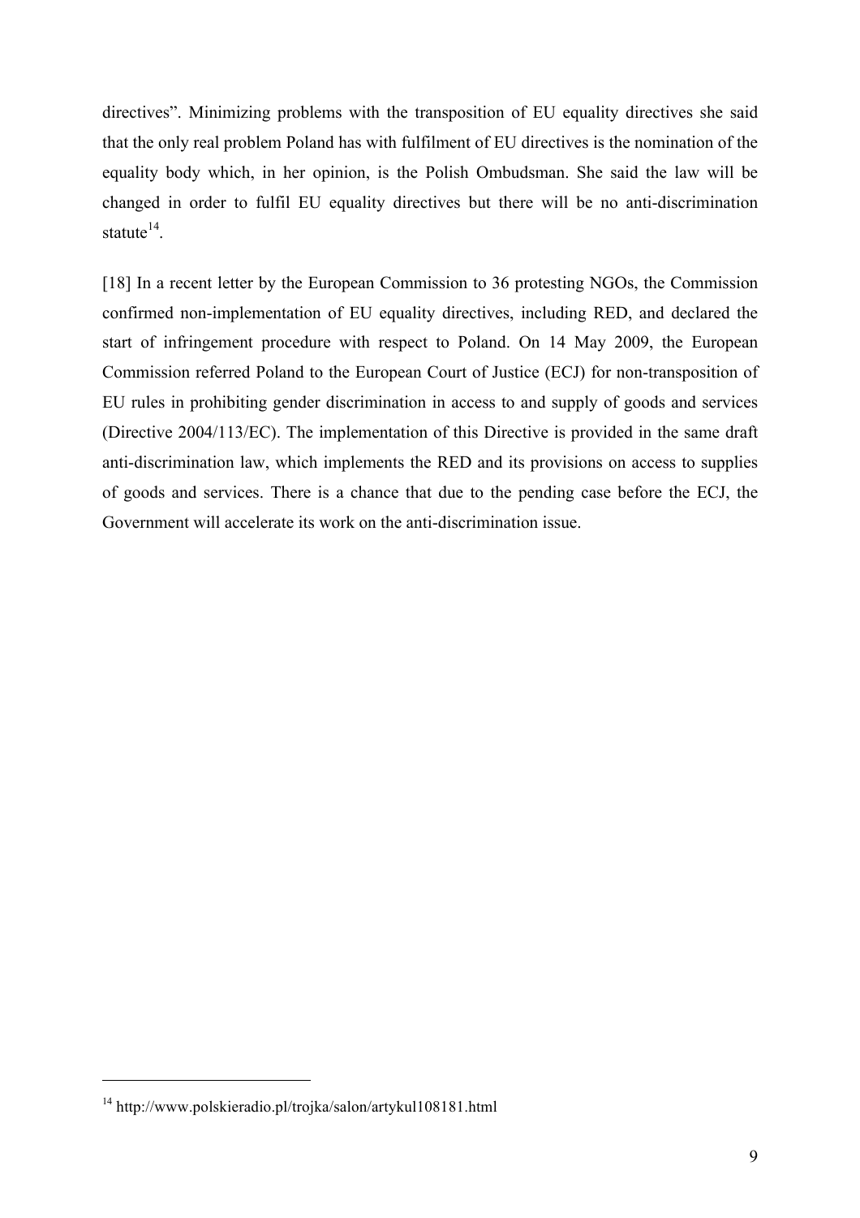directives". Minimizing problems with the transposition of EU equality directives she said that the only real problem Poland has with fulfilment of EU directives is the nomination of the equality body which, in her opinion, is the Polish Ombudsman. She said the law will be changed in order to fulfil EU equality directives but there will be no anti-discrimination statute[14].

[18] In a recent letter by the European Commission to 36 protesting NGOs, the Commission confirmed non-implementation of EU equality directives, including RED, and declared the start of infringement procedure with respect to Poland. On 14 May 2009, the European Commission referred Poland to the European Court of Justice (ECJ) for non-transposition of EU rules in prohibiting gender discrimination in access to and supply of goods and services (Directive 2004/113/EC). The implementation of this Directive is provided in the same draft anti-discrimination law, which implements the RED and its provisions on access to supplies of goods and services. There is a chance that due to the pending case before the ECJ, the Government will accelerate its work on the anti-discrimination issue.

---

[14] http://www.polskieradio.pl/trojka/salon/artykul108181.html